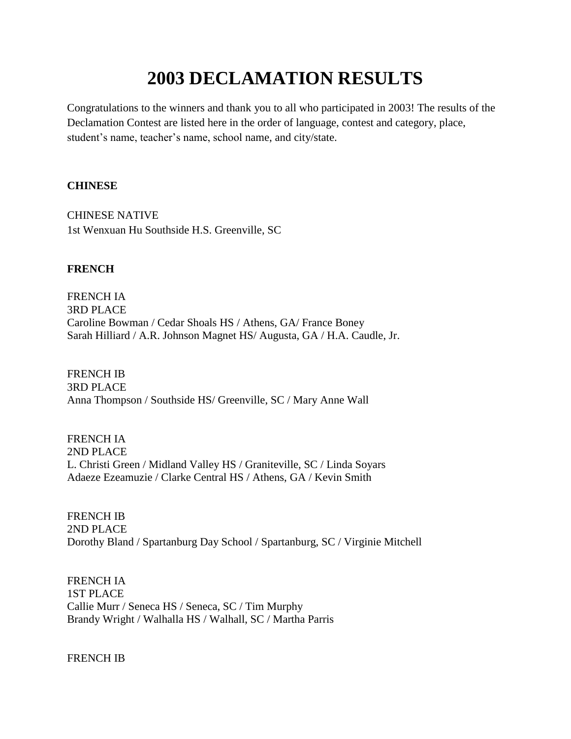# 2003 DECLAMATION RESULTS

Congratulations to the winners and thank you to all who participated in 2003! The results of the Declamation Contest are listed here in the order of language, contest and category, place, student's name, teacher's name, school name, and city/state.

**CHINESE**

CHINESE NATIVE
1st Wenxuan Hu Southside H.S. Greenville, SC

**FRENCH**

FRENCH IA
3RD PLACE
Caroline Bowman / Cedar Shoals HS / Athens, GA/ France Boney
Sarah Hilliard / A.R. Johnson Magnet HS/ Augusta, GA / H.A. Caudle, Jr.

FRENCH IB
3RD PLACE
Anna Thompson / Southside HS/ Greenville, SC / Mary Anne Wall

FRENCH IA
2ND PLACE
L. Christi Green / Midland Valley HS / Graniteville, SC / Linda Soyars
Adaeze Ezeamuzie / Clarke Central HS / Athens, GA / Kevin Smith

FRENCH IB
2ND PLACE
Dorothy Bland / Spartanburg Day School / Spartanburg, SC / Virginie Mitchell

FRENCH IA
1ST PLACE
Callie Murr / Seneca HS / Seneca, SC / Tim Murphy
Brandy Wright / Walhalla HS / Walhall, SC / Martha Parris

FRENCH IB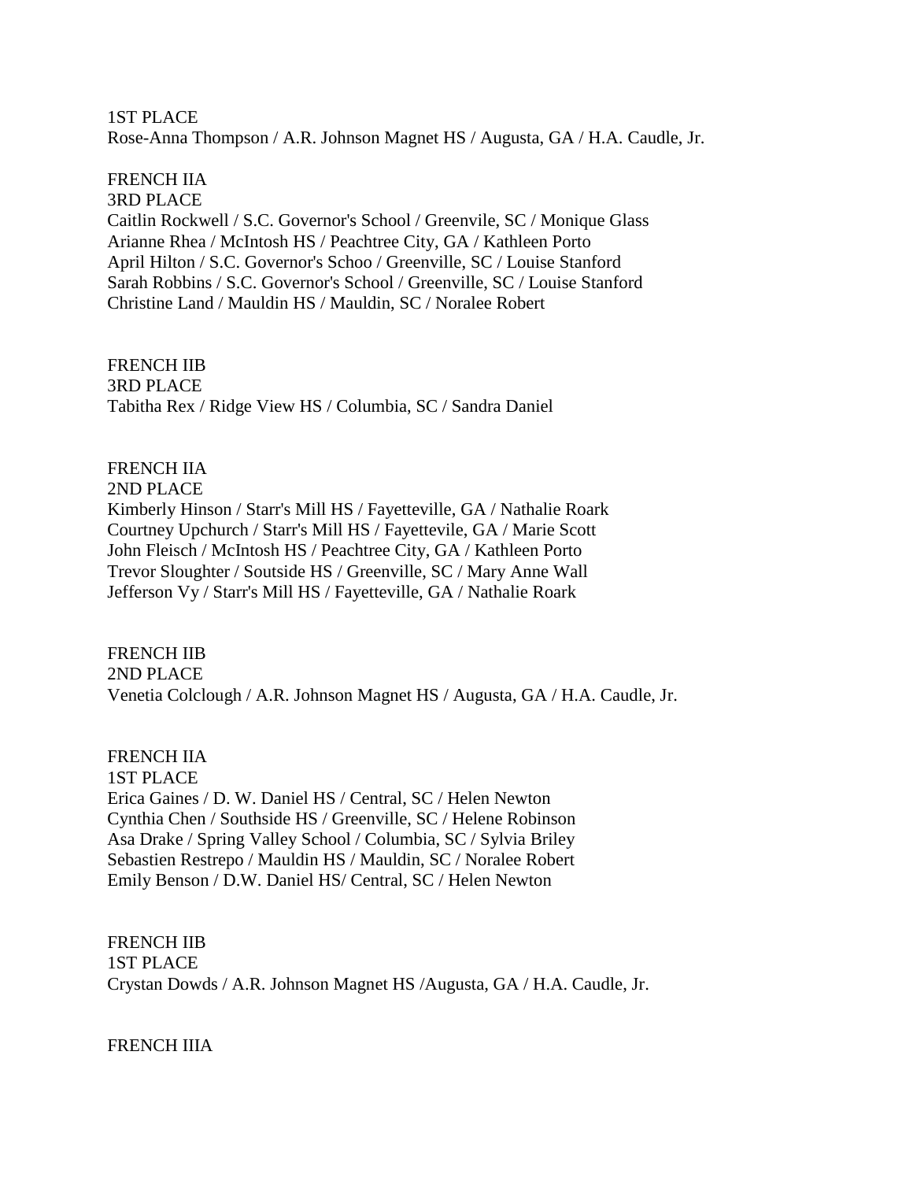1ST PLACE
Rose-Anna Thompson / A.R. Johnson Magnet HS / Augusta, GA / H.A. Caudle, Jr.

FRENCH IIA
3RD PLACE
Caitlin Rockwell / S.C. Governor's School / Greenvile, SC / Monique Glass
Arianne Rhea / McIntosh HS / Peachtree City, GA / Kathleen Porto
April Hilton / S.C. Governor's Schoo / Greenville, SC / Louise Stanford
Sarah Robbins / S.C. Governor's School / Greenville, SC / Louise Stanford
Christine Land / Mauldin HS / Mauldin, SC / Noralee Robert

FRENCH IIB
3RD PLACE
Tabitha Rex / Ridge View HS / Columbia, SC / Sandra Daniel

FRENCH IIA
2ND PLACE
Kimberly Hinson / Starr's Mill HS / Fayetteville, GA / Nathalie Roark
Courtney Upchurch / Starr's Mill HS / Fayettevile, GA / Marie Scott
John Fleisch / McIntosh HS / Peachtree City, GA / Kathleen Porto
Trevor Sloughter / Soutside HS / Greenville, SC / Mary Anne Wall
Jefferson Vy / Starr's Mill HS / Fayetteville, GA / Nathalie Roark

FRENCH IIB
2ND PLACE
Venetia Colclough / A.R. Johnson Magnet HS / Augusta, GA / H.A. Caudle, Jr.

FRENCH IIA
1ST PLACE
Erica Gaines / D. W. Daniel HS / Central, SC / Helen Newton
Cynthia Chen / Southside HS / Greenville, SC / Helene Robinson
Asa Drake / Spring Valley School / Columbia, SC / Sylvia Briley
Sebastien Restrepo / Mauldin HS / Mauldin, SC / Noralee Robert
Emily Benson / D.W. Daniel HS/ Central, SC / Helen Newton

FRENCH IIB
1ST PLACE
Crystan Dowds / A.R. Johnson Magnet HS /Augusta, GA / H.A. Caudle, Jr.

FRENCH IIIA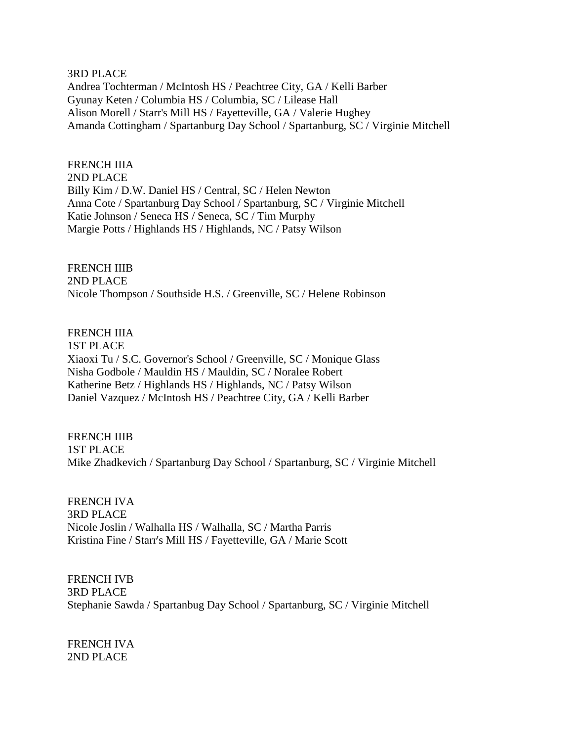3RD PLACE
Andrea Tochterman / McIntosh HS / Peachtree City, GA / Kelli Barber
Gyunay Keten / Columbia HS / Columbia, SC / Lilease Hall
Alison Morell / Starr's Mill HS / Fayetteville, GA / Valerie Hughey
Amanda Cottingham / Spartanburg Day School / Spartanburg, SC / Virginie Mitchell

FRENCH IIIA
2ND PLACE
Billy Kim / D.W. Daniel HS / Central, SC / Helen Newton
Anna Cote / Spartanburg Day School / Spartanburg, SC / Virginie Mitchell
Katie Johnson / Seneca HS / Seneca, SC / Tim Murphy
Margie Potts / Highlands HS / Highlands, NC / Patsy Wilson

FRENCH IIIB
2ND PLACE
Nicole Thompson / Southside H.S. / Greenville, SC / Helene Robinson

FRENCH IIIA
1ST PLACE
Xiaoxi Tu / S.C. Governor's School / Greenville, SC / Monique Glass
Nisha Godbole / Mauldin HS / Mauldin, SC / Noralee Robert
Katherine Betz / Highlands HS / Highlands, NC / Patsy Wilson
Daniel Vazquez / McIntosh HS / Peachtree City, GA / Kelli Barber

FRENCH IIIB
1ST PLACE
Mike Zhadkevich / Spartanburg Day School / Spartanburg, SC / Virginie Mitchell

FRENCH IVA
3RD PLACE
Nicole Joslin / Walhalla HS / Walhalla, SC / Martha Parris
Kristina Fine / Starr's Mill HS / Fayetteville, GA / Marie Scott

FRENCH IVB
3RD PLACE
Stephanie Sawda / Spartanbug Day School / Spartanburg, SC / Virginie Mitchell

FRENCH IVA
2ND PLACE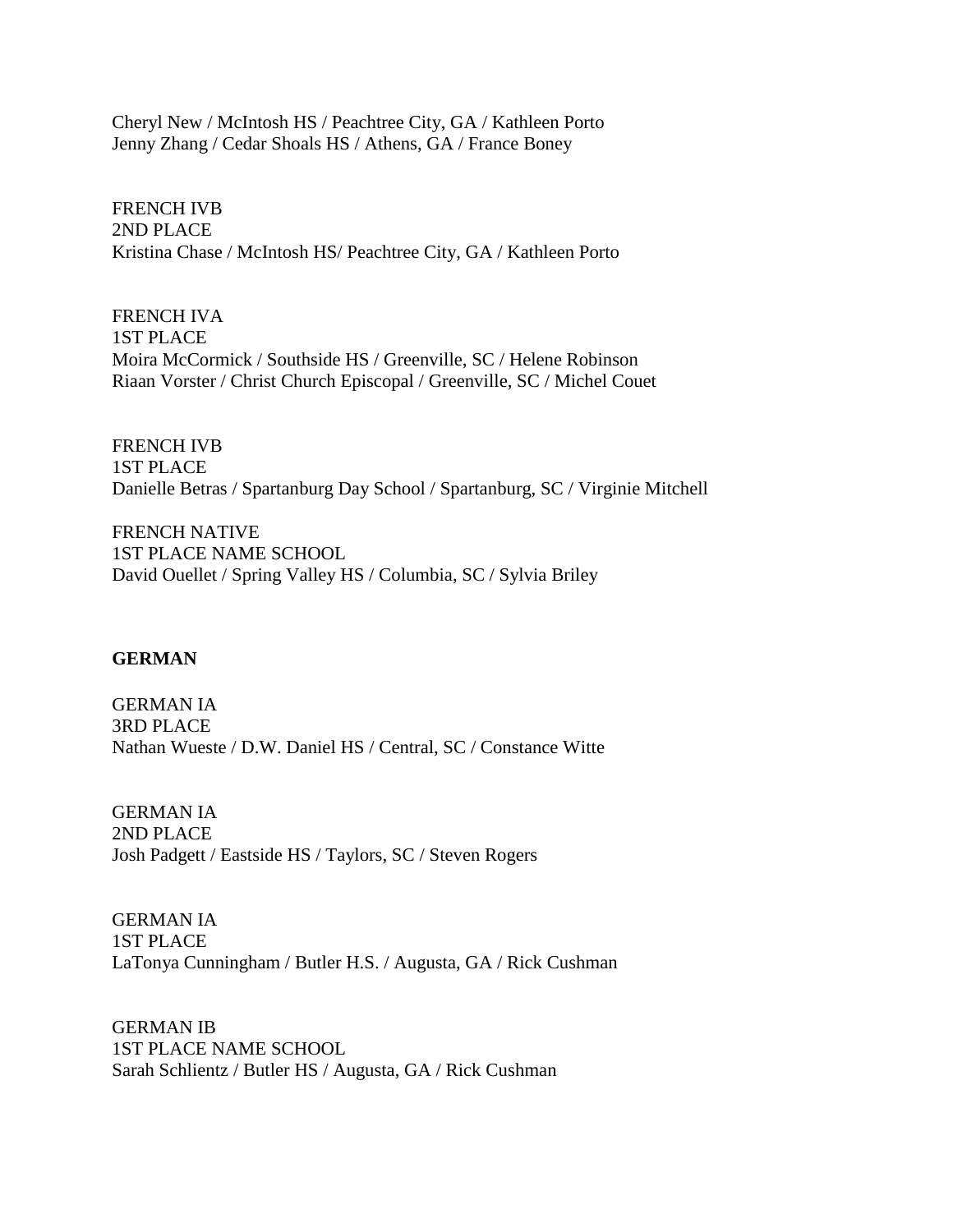Cheryl New / McIntosh HS / Peachtree City, GA / Kathleen Porto
Jenny Zhang / Cedar Shoals HS / Athens, GA / France Boney

FRENCH IVB
2ND PLACE
Kristina Chase / McIntosh HS/ Peachtree City, GA / Kathleen Porto

FRENCH IVA
1ST PLACE
Moira McCormick / Southside HS / Greenville, SC / Helene Robinson
Riaan Vorster / Christ Church Episcopal / Greenville, SC / Michel Couet

FRENCH IVB
1ST PLACE
Danielle Betras / Spartanburg Day School / Spartanburg, SC / Virginie Mitchell

FRENCH NATIVE
1ST PLACE NAME SCHOOL
David Ouellet / Spring Valley HS / Columbia, SC / Sylvia Briley

**GERMAN**

GERMAN IA
3RD PLACE
Nathan Wueste / D.W. Daniel HS / Central, SC / Constance Witte

GERMAN IA
2ND PLACE
Josh Padgett / Eastside HS / Taylors, SC / Steven Rogers

GERMAN IA
1ST PLACE
LaTonya Cunningham / Butler H.S. / Augusta, GA / Rick Cushman

GERMAN IB
1ST PLACE NAME SCHOOL
Sarah Schlientz / Butler HS / Augusta, GA / Rick Cushman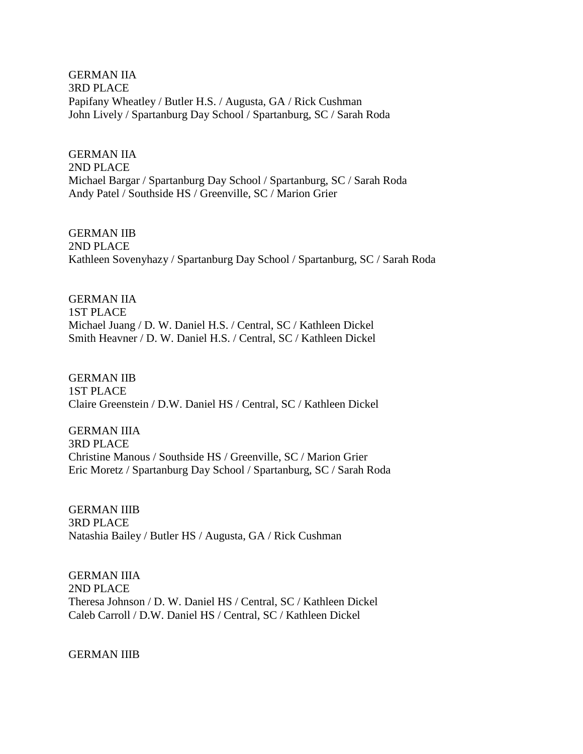GERMAN IIA
3RD PLACE
Papifany Wheatley / Butler H.S. / Augusta, GA / Rick Cushman
John Lively / Spartanburg Day School / Spartanburg, SC / Sarah Roda

GERMAN IIA
2ND PLACE
Michael Bargar / Spartanburg Day School / Spartanburg, SC / Sarah Roda
Andy Patel / Southside HS / Greenville, SC / Marion Grier

GERMAN IIB
2ND PLACE
Kathleen Sovenyhazy / Spartanburg Day School / Spartanburg, SC / Sarah Roda

GERMAN IIA
1ST PLACE
Michael Juang / D. W. Daniel H.S. / Central, SC / Kathleen Dickel
Smith Heavner / D. W. Daniel H.S. / Central, SC / Kathleen Dickel

GERMAN IIB
1ST PLACE
Claire Greenstein / D.W. Daniel HS / Central, SC / Kathleen Dickel

GERMAN IIIA
3RD PLACE
Christine Manous / Southside HS / Greenville, SC / Marion Grier
Eric Moretz / Spartanburg Day School / Spartanburg, SC / Sarah Roda

GERMAN IIIB
3RD PLACE
Natashia Bailey / Butler HS / Augusta, GA / Rick Cushman

GERMAN IIIA
2ND PLACE
Theresa Johnson / D. W. Daniel HS / Central, SC / Kathleen Dickel
Caleb Carroll / D.W. Daniel HS / Central, SC / Kathleen Dickel

GERMAN IIIB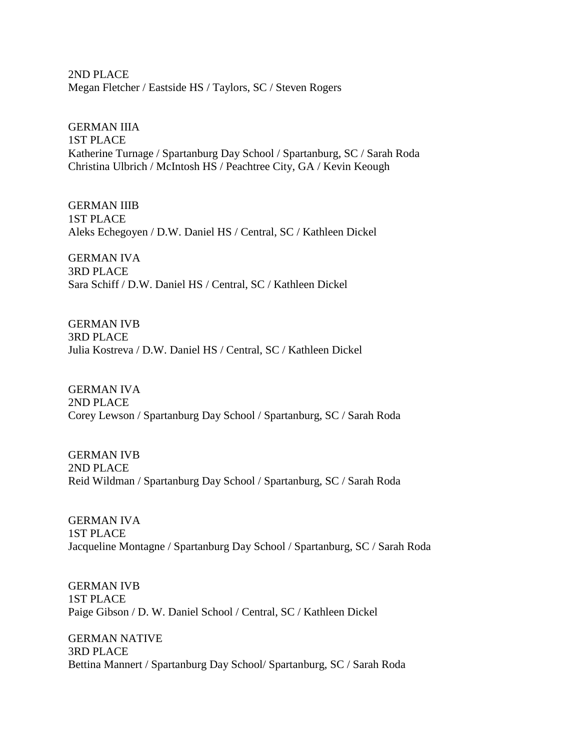2ND PLACE
Megan Fletcher / Eastside HS / Taylors, SC / Steven Rogers

GERMAN IIIA
1ST PLACE
Katherine Turnage / Spartanburg Day School / Spartanburg, SC / Sarah Roda
Christina Ulbrich / McIntosh HS / Peachtree City, GA / Kevin Keough

GERMAN IIIB
1ST PLACE
Aleks Echegoyen / D.W. Daniel HS / Central, SC / Kathleen Dickel

GERMAN IVA
3RD PLACE
Sara Schiff / D.W. Daniel HS / Central, SC / Kathleen Dickel

GERMAN IVB
3RD PLACE
Julia Kostreva / D.W. Daniel HS / Central, SC / Kathleen Dickel

GERMAN IVA
2ND PLACE
Corey Lewson / Spartanburg Day School / Spartanburg, SC / Sarah Roda

GERMAN IVB
2ND PLACE
Reid Wildman / Spartanburg Day School / Spartanburg, SC / Sarah Roda

GERMAN IVA
1ST PLACE
Jacqueline Montagne / Spartanburg Day School / Spartanburg, SC / Sarah Roda

GERMAN IVB
1ST PLACE
Paige Gibson / D. W. Daniel School / Central, SC / Kathleen Dickel

GERMAN NATIVE
3RD PLACE
Bettina Mannert / Spartanburg Day School/ Spartanburg, SC / Sarah Roda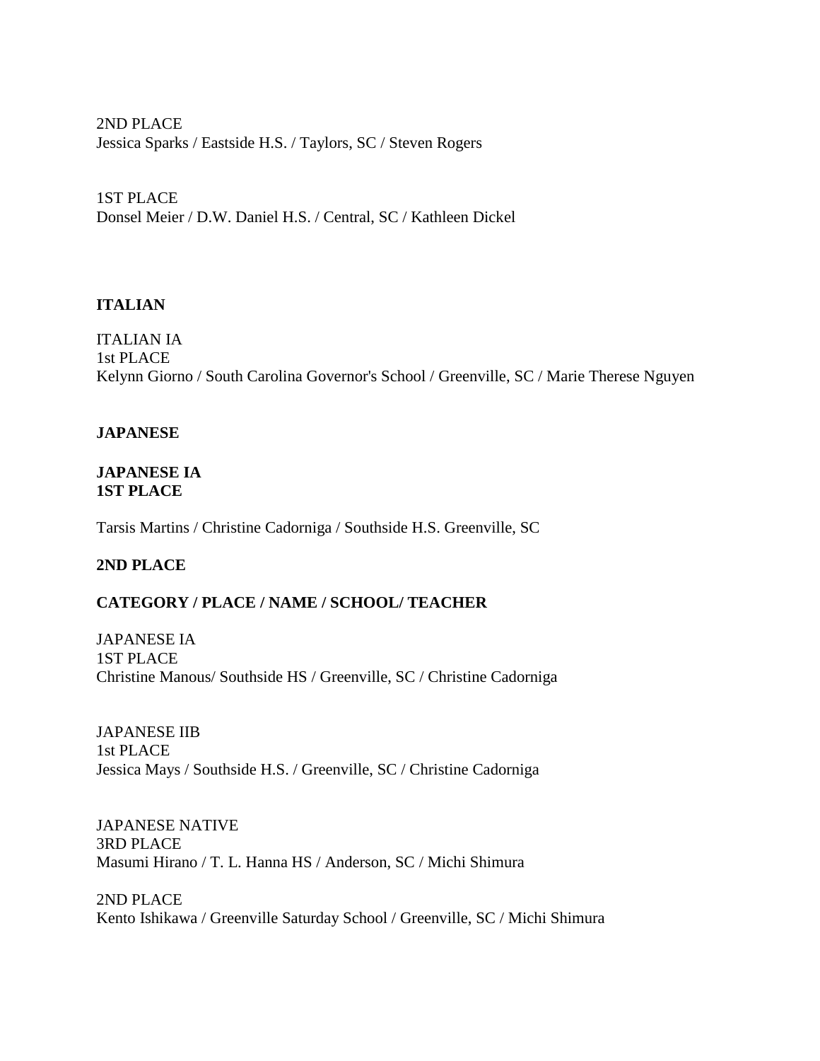2ND PLACE
Jessica Sparks / Eastside H.S. / Taylors, SC / Steven Rogers

1ST PLACE
Donsel Meier / D.W. Daniel H.S. / Central, SC / Kathleen Dickel

**ITALIAN**

ITALIAN IA
1st PLACE
Kelynn Giorno / South Carolina Governor's School / Greenville, SC / Marie Therese Nguyen

**JAPANESE**

**JAPANESE IA**
**1ST PLACE**

Tarsis Martins / Christine Cadorniga / Southside H.S. Greenville, SC

**2ND PLACE**

**CATEGORY / PLACE / NAME / SCHOOL/ TEACHER**

JAPANESE IA
1ST PLACE
Christine Manous/ Southside HS / Greenville, SC / Christine Cadorniga

JAPANESE IIB
1st PLACE
Jessica Mays / Southside H.S. / Greenville, SC / Christine Cadorniga

JAPANESE NATIVE
3RD PLACE
Masumi Hirano / T. L. Hanna HS / Anderson, SC / Michi Shimura

2ND PLACE
Kento Ishikawa / Greenville Saturday School / Greenville, SC / Michi Shimura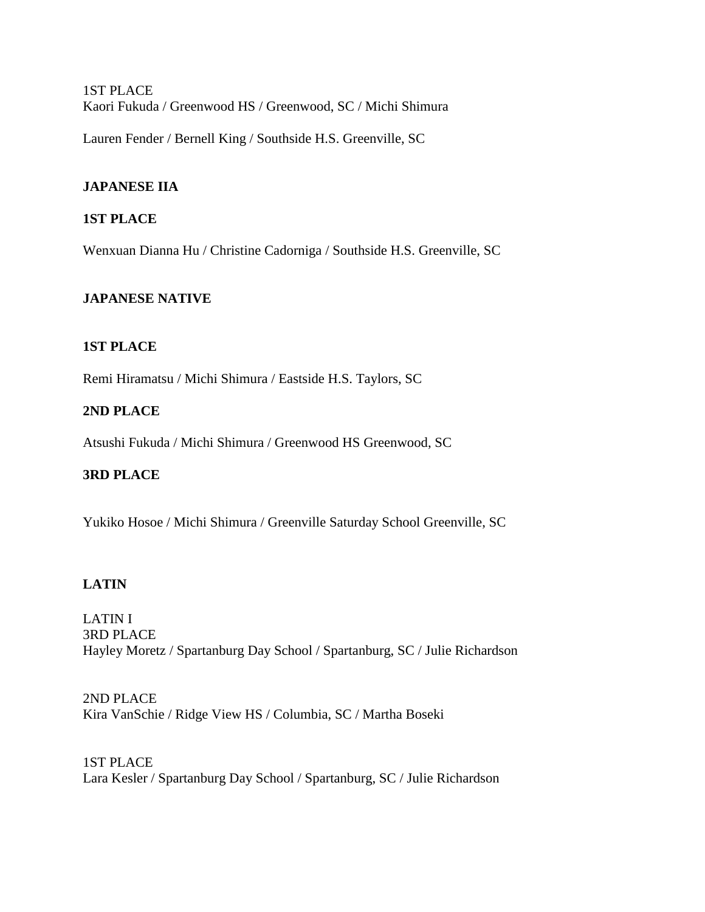1ST PLACE
Kaori Fukuda / Greenwood HS / Greenwood, SC / Michi Shimura

Lauren Fender / Bernell King / Southside H.S. Greenville, SC

**JAPANESE IIA**

**1ST PLACE**

Wenxuan Dianna Hu / Christine Cadorniga / Southside H.S. Greenville, SC

**JAPANESE NATIVE**

**1ST PLACE**

Remi Hiramatsu / Michi Shimura / Eastside H.S. Taylors, SC

**2ND PLACE**

Atsushi Fukuda / Michi Shimura / Greenwood HS Greenwood, SC

**3RD PLACE**

Yukiko Hosoe / Michi Shimura / Greenville Saturday School Greenville, SC

**LATIN**

LATIN I
3RD PLACE
Hayley Moretz / Spartanburg Day School / Spartanburg, SC / Julie Richardson

2ND PLACE
Kira VanSchie / Ridge View HS / Columbia, SC / Martha Boseki

1ST PLACE
Lara Kesler / Spartanburg Day School / Spartanburg, SC / Julie Richardson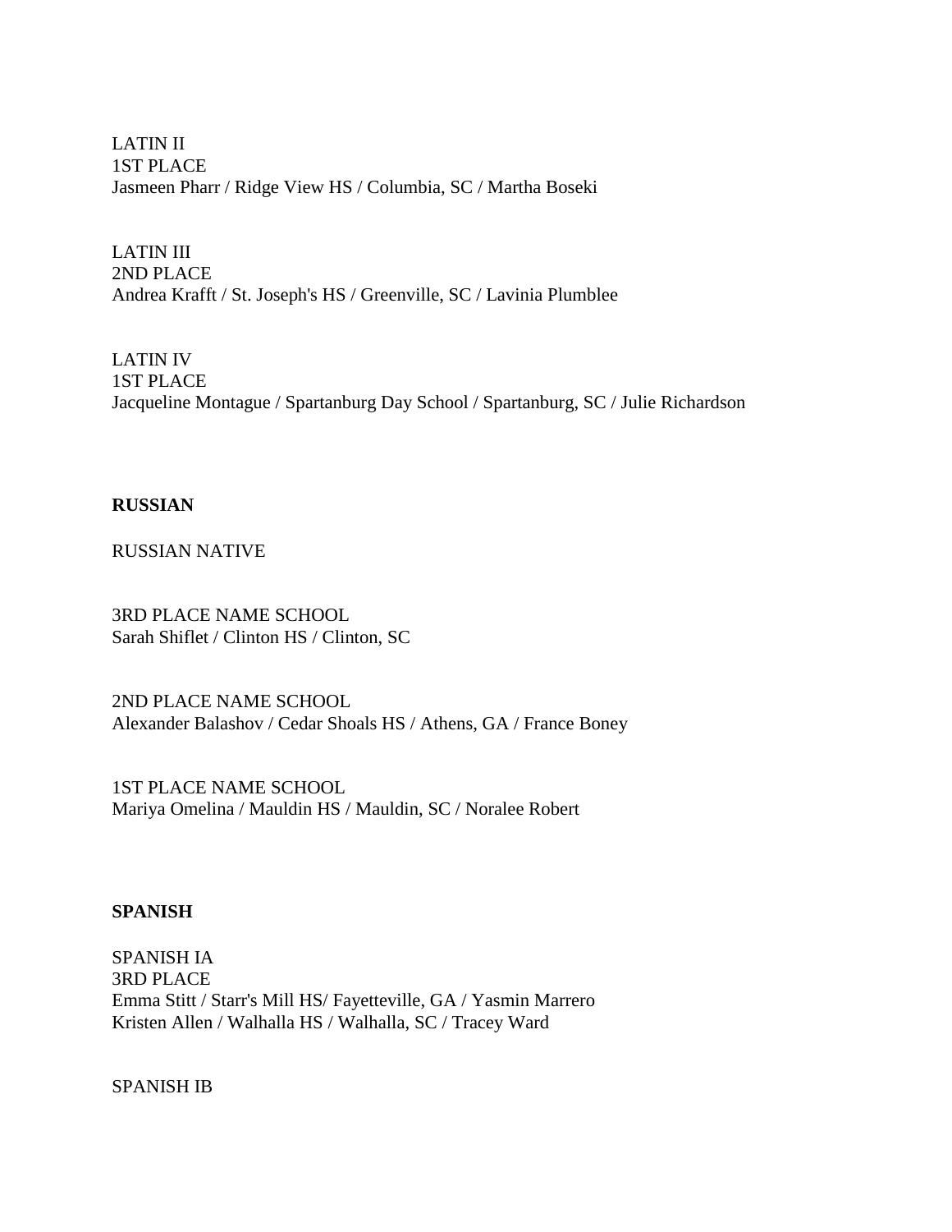LATIN II
1ST PLACE
Jasmeen Pharr / Ridge View HS / Columbia, SC / Martha Boseki

LATIN III
2ND PLACE
Andrea Krafft / St. Joseph's HS / Greenville, SC / Lavinia Plumblee

LATIN IV
1ST PLACE
Jacqueline Montague / Spartanburg Day School / Spartanburg, SC / Julie Richardson

**RUSSIAN**

RUSSIAN NATIVE

3RD PLACE NAME SCHOOL
Sarah Shiflet / Clinton HS / Clinton, SC

2ND PLACE NAME SCHOOL
Alexander Balashov / Cedar Shoals HS / Athens, GA / France Boney

1ST PLACE NAME SCHOOL
Mariya Omelina / Mauldin HS / Mauldin, SC / Noralee Robert

**SPANISH**

SPANISH IA
3RD PLACE
Emma Stitt / Starr's Mill HS/ Fayetteville, GA / Yasmin Marrero
Kristen Allen / Walhalla HS / Walhalla, SC / Tracey Ward

SPANISH IB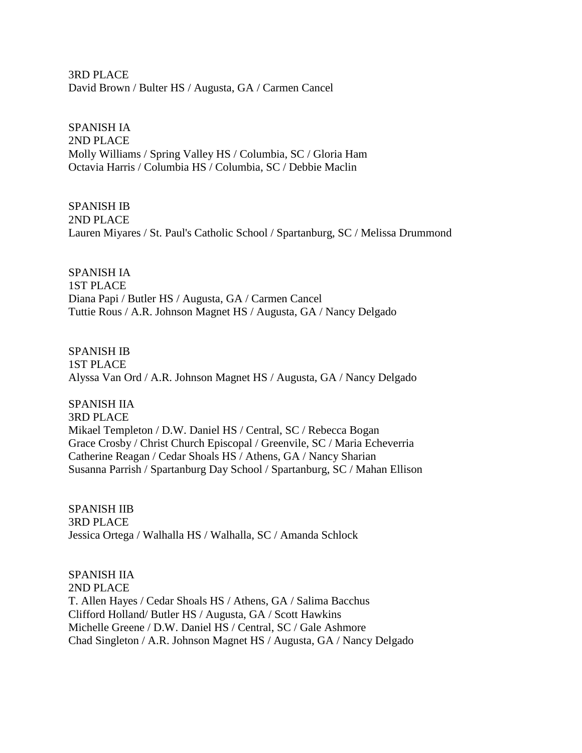3RD PLACE
David Brown / Bulter HS / Augusta, GA / Carmen Cancel

SPANISH IA
2ND PLACE
Molly Williams / Spring Valley HS / Columbia, SC / Gloria Ham
Octavia Harris / Columbia HS / Columbia, SC / Debbie Maclin

SPANISH IB
2ND PLACE
Lauren Miyares / St. Paul's Catholic School / Spartanburg, SC / Melissa Drummond

SPANISH IA
1ST PLACE
Diana Papi / Butler HS / Augusta, GA / Carmen Cancel
Tuttie Rous / A.R. Johnson Magnet HS / Augusta, GA / Nancy Delgado

SPANISH IB
1ST PLACE
Alyssa Van Ord / A.R. Johnson Magnet HS / Augusta, GA / Nancy Delgado

SPANISH IIA
3RD PLACE
Mikael Templeton / D.W. Daniel HS / Central, SC / Rebecca Bogan
Grace Crosby / Christ Church Episcopal / Greenvile, SC / Maria Echeverria
Catherine Reagan / Cedar Shoals HS / Athens, GA / Nancy Sharian
Susanna Parrish / Spartanburg Day School / Spartanburg, SC / Mahan Ellison

SPANISH IIB
3RD PLACE
Jessica Ortega / Walhalla HS / Walhalla, SC / Amanda Schlock

SPANISH IIA
2ND PLACE
T. Allen Hayes / Cedar Shoals HS / Athens, GA / Salima Bacchus
Clifford Holland/ Butler HS / Augusta, GA / Scott Hawkins
Michelle Greene / D.W. Daniel HS / Central, SC / Gale Ashmore
Chad Singleton / A.R. Johnson Magnet HS / Augusta, GA / Nancy Delgado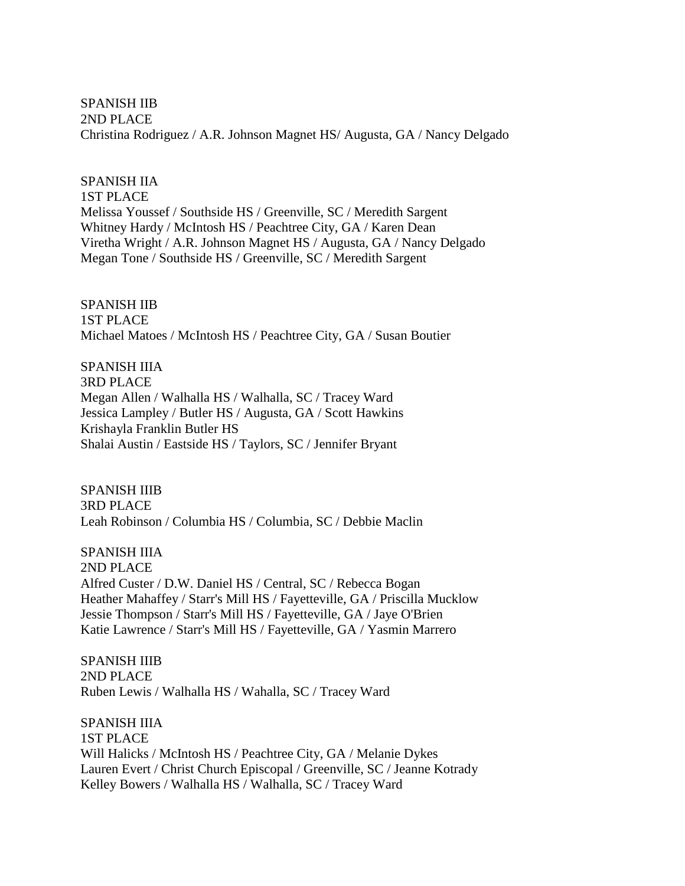SPANISH IIB
2ND PLACE
Christina Rodriguez / A.R. Johnson Magnet HS/ Augusta, GA / Nancy Delgado

SPANISH IIA
1ST PLACE
Melissa Youssef / Southside HS / Greenville, SC / Meredith Sargent
Whitney Hardy / McIntosh HS / Peachtree City, GA / Karen Dean
Viretha Wright / A.R. Johnson Magnet HS / Augusta, GA / Nancy Delgado
Megan Tone / Southside HS / Greenville, SC / Meredith Sargent

SPANISH IIB
1ST PLACE
Michael Matoes / McIntosh HS / Peachtree City, GA / Susan Boutier

SPANISH IIIA
3RD PLACE
Megan Allen / Walhalla HS / Walhalla, SC / Tracey Ward
Jessica Lampley / Butler HS / Augusta, GA / Scott Hawkins
Krishayla Franklin Butler HS
Shalai Austin / Eastside HS / Taylors, SC / Jennifer Bryant

SPANISH IIIB
3RD PLACE
Leah Robinson / Columbia HS / Columbia, SC / Debbie Maclin

SPANISH IIIA
2ND PLACE
Alfred Custer / D.W. Daniel HS / Central, SC / Rebecca Bogan
Heather Mahaffey / Starr's Mill HS / Fayetteville, GA / Priscilla Mucklow
Jessie Thompson / Starr's Mill HS / Fayetteville, GA / Jaye O'Brien
Katie Lawrence / Starr's Mill HS / Fayetteville, GA / Yasmin Marrero

SPANISH IIIB
2ND PLACE
Ruben Lewis / Walhalla HS / Wahalla, SC / Tracey Ward

SPANISH IIIA
1ST PLACE
Will Halicks / McIntosh HS / Peachtree City, GA / Melanie Dykes
Lauren Evert / Christ Church Episcopal / Greenville, SC / Jeanne Kotrady
Kelley Bowers / Walhalla HS / Walhalla, SC / Tracey Ward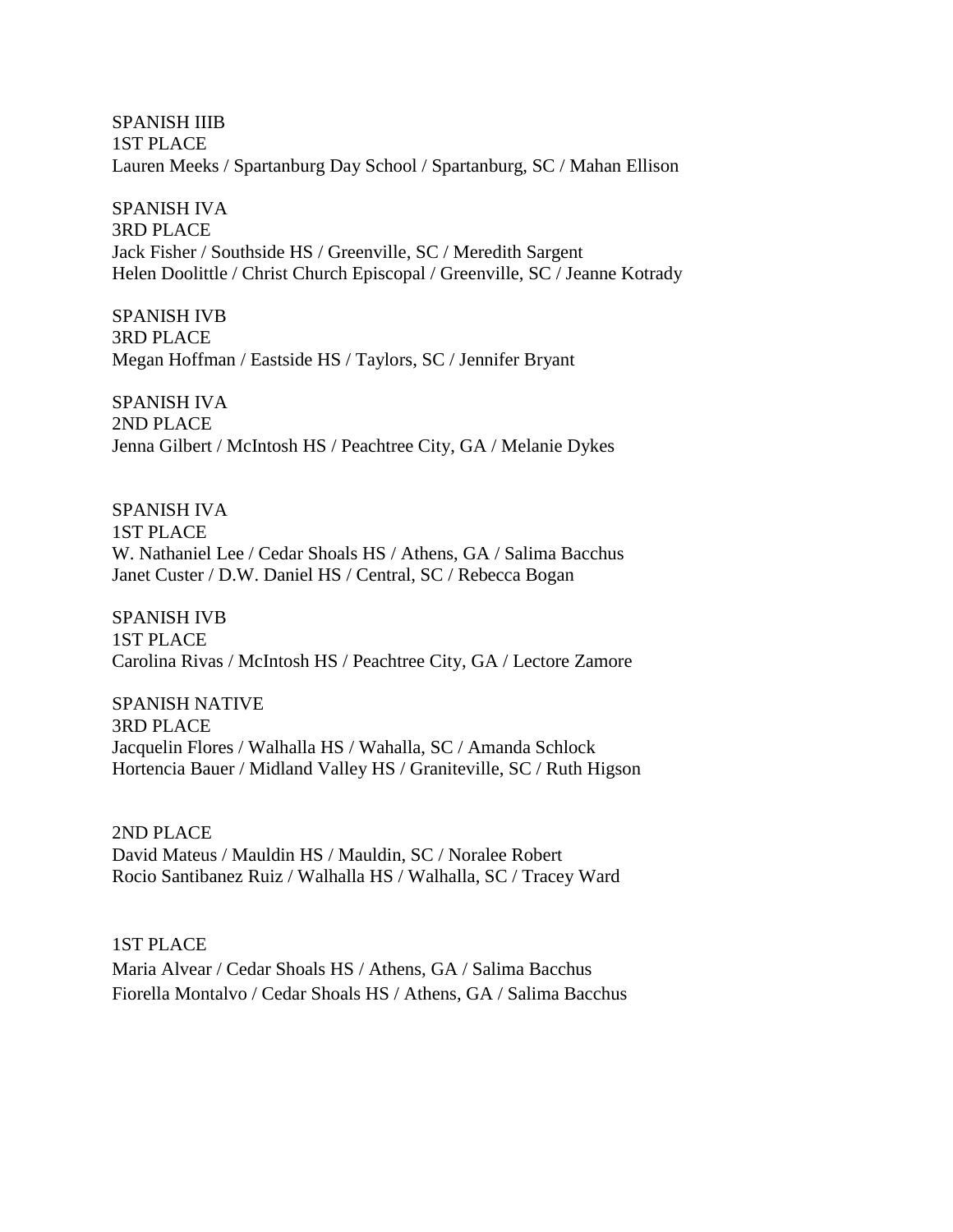SPANISH IIIB
1ST PLACE
Lauren Meeks / Spartanburg Day School / Spartanburg, SC / Mahan Ellison

SPANISH IVA
3RD PLACE
Jack Fisher / Southside HS / Greenville, SC / Meredith Sargent
Helen Doolittle / Christ Church Episcopal / Greenville, SC / Jeanne Kotrady

SPANISH IVB
3RD PLACE
Megan Hoffman / Eastside HS / Taylors, SC / Jennifer Bryant

SPANISH IVA
2ND PLACE
Jenna Gilbert / McIntosh HS / Peachtree City, GA / Melanie Dykes

SPANISH IVA
1ST PLACE
W. Nathaniel Lee / Cedar Shoals HS / Athens, GA / Salima Bacchus
Janet Custer / D.W. Daniel HS / Central, SC / Rebecca Bogan

SPANISH IVB
1ST PLACE
Carolina Rivas / McIntosh HS / Peachtree City, GA / Lectore Zamore

SPANISH NATIVE
3RD PLACE
Jacquelin Flores / Walhalla HS / Wahalla, SC / Amanda Schlock
Hortencia Bauer / Midland Valley HS / Graniteville, SC / Ruth Higson

2ND PLACE
David Mateus / Mauldin HS / Mauldin, SC / Noralee Robert
Rocio Santibanez Ruiz / Walhalla HS / Walhalla, SC / Tracey Ward

1ST PLACE
Maria Alvear / Cedar Shoals HS / Athens, GA / Salima Bacchus
Fiorella Montalvo / Cedar Shoals HS / Athens, GA / Salima Bacchus